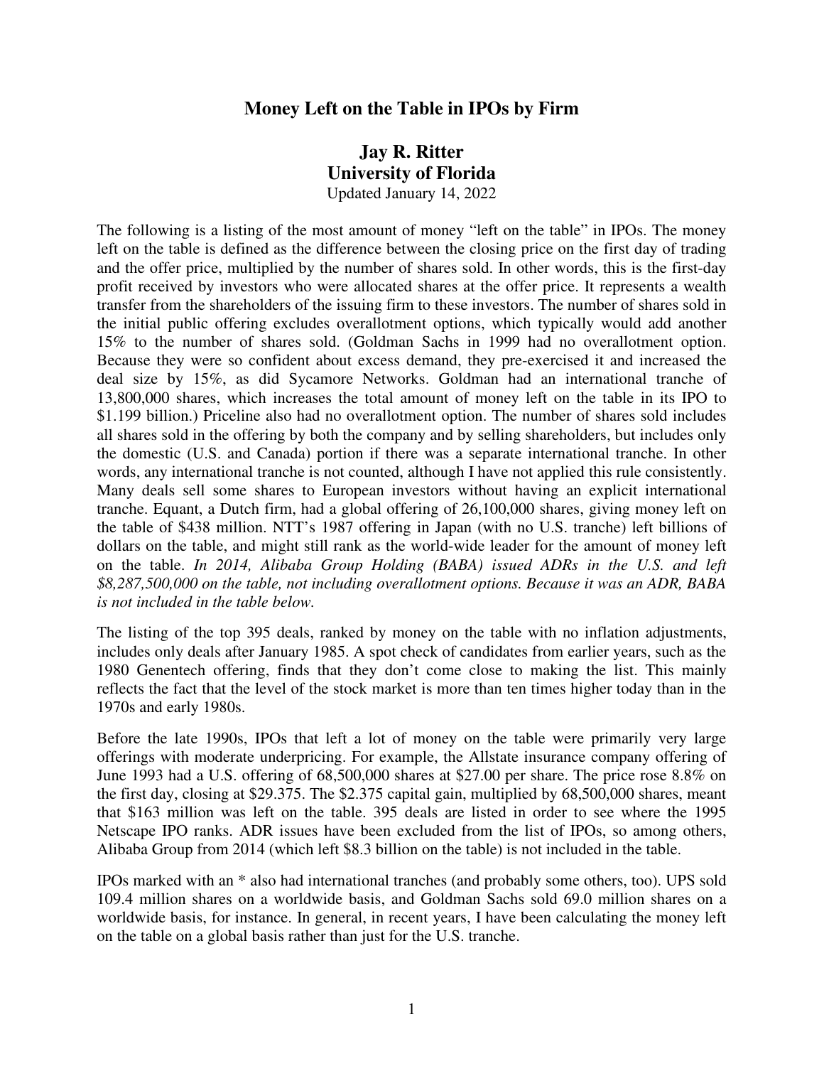# Money Left on the Table in IPOs by Firm

## Jay R. Ritter
## University of Florida

Updated January 14, 2022

The following is a listing of the most amount of money "left on the table" in IPOs. The money left on the table is defined as the difference between the closing price on the first day of trading and the offer price, multiplied by the number of shares sold. In other words, this is the first-day profit received by investors who were allocated shares at the offer price. It represents a wealth transfer from the shareholders of the issuing firm to these investors. The number of shares sold in the initial public offering excludes overallotment options, which typically would add another 15% to the number of shares sold. (Goldman Sachs in 1999 had no overallotment option. Because they were so confident about excess demand, they pre-exercised it and increased the deal size by 15%, as did Sycamore Networks. Goldman had an international tranche of 13,800,000 shares, which increases the total amount of money left on the table in its IPO to $1.199 billion.) Priceline also had no overallotment option. The number of shares sold includes all shares sold in the offering by both the company and by selling shareholders, but includes only the domestic (U.S. and Canada) portion if there was a separate international tranche. In other words, any international tranche is not counted, although I have not applied this rule consistently. Many deals sell some shares to European investors without having an explicit international tranche. Equant, a Dutch firm, had a global offering of 26,100,000 shares, giving money left on the table of $438 million. NTT's 1987 offering in Japan (with no U.S. tranche) left billions of dollars on the table, and might still rank as the world-wide leader for the amount of money left on the table. *In 2014, Alibaba Group Holding (BABA) issued ADRs in the U.S. and left $8,287,500,000 on the table, not including overallotment options. Because it was an ADR, BABA is not included in the table below.*

The listing of the top 395 deals, ranked by money on the table with no inflation adjustments, includes only deals after January 1985. A spot check of candidates from earlier years, such as the 1980 Genentech offering, finds that they don't come close to making the list. This mainly reflects the fact that the level of the stock market is more than ten times higher today than in the 1970s and early 1980s.

Before the late 1990s, IPOs that left a lot of money on the table were primarily very large offerings with moderate underpricing. For example, the Allstate insurance company offering of June 1993 had a U.S. offering of 68,500,000 shares at $27.00 per share. The price rose 8.8% on the first day, closing at $29.375. The $2.375 capital gain, multiplied by 68,500,000 shares, meant that $163 million was left on the table. 395 deals are listed in order to see where the 1995 Netscape IPO ranks. ADR issues have been excluded from the list of IPOs, so among others, Alibaba Group from 2014 (which left $8.3 billion on the table) is not included in the table.

IPOs marked with an * also had international tranches (and probably some others, too). UPS sold 109.4 million shares on a worldwide basis, and Goldman Sachs sold 69.0 million shares on a worldwide basis, for instance. In general, in recent years, I have been calculating the money left on the table on a global basis rather than just for the U.S. tranche.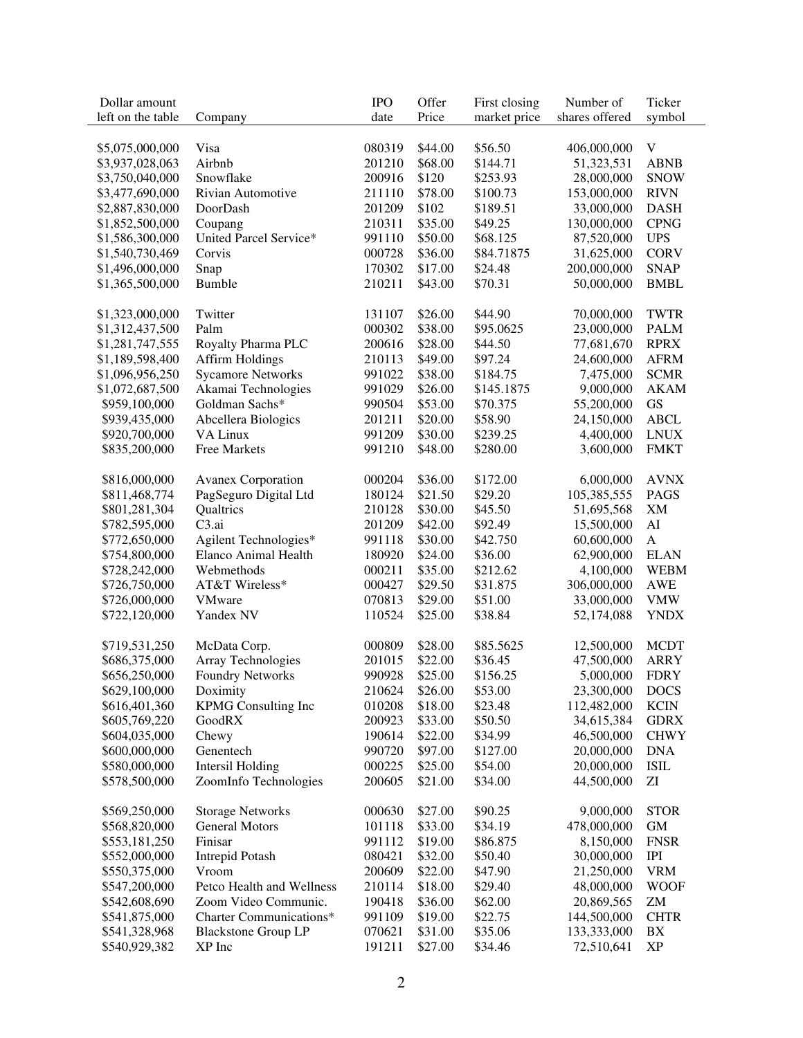| Dollar amount left on the table | Company | IPO date | Offer Price | First closing market price | Number of shares offered | Ticker symbol |
|---|---|---|---|---|---|---|
| $5,075,000,000 | Visa | 080319 | $44.00 | $56.50 | 406,000,000 | V |
| $3,937,028,063 | Airbnb | 201210 | $68.00 | $144.71 | 51,323,531 | ABNB |
| $3,750,040,000 | Snowflake | 200916 | $120 | $253.93 | 28,000,000 | SNOW |
| $3,477,690,000 | Rivian Automotive | 211110 | $78.00 | $100.73 | 153,000,000 | RIVN |
| $2,887,830,000 | DoorDash | 201209 | $102 | $189.51 | 33,000,000 | DASH |
| $1,852,500,000 | Coupang | 210311 | $35.00 | $49.25 | 130,000,000 | CPNG |
| $1,586,300,000 | United Parcel Service* | 991110 | $50.00 | $68.125 | 87,520,000 | UPS |
| $1,540,730,469 | Corvis | 000728 | $36.00 | $84.71875 | 31,625,000 | CORV |
| $1,496,000,000 | Snap | 170302 | $17.00 | $24.48 | 200,000,000 | SNAP |
| $1,365,500,000 | Bumble | 210211 | $43.00 | $70.31 | 50,000,000 | BMBL |
| $1,323,000,000 | Twitter | 131107 | $26.00 | $44.90 | 70,000,000 | TWTR |
| $1,312,437,500 | Palm | 000302 | $38.00 | $95.0625 | 23,000,000 | PALM |
| $1,281,747,555 | Royalty Pharma PLC | 200616 | $28.00 | $44.50 | 77,681,670 | RPRX |
| $1,189,598,400 | Affirm Holdings | 210113 | $49.00 | $97.24 | 24,600,000 | AFRM |
| $1,096,956,250 | Sycamore Networks | 991022 | $38.00 | $184.75 | 7,475,000 | SCMR |
| $1,072,687,500 | Akamai Technologies | 991029 | $26.00 | $145.1875 | 9,000,000 | AKAM |
| $959,100,000 | Goldman Sachs* | 990504 | $53.00 | $70.375 | 55,200,000 | GS |
| $939,435,000 | Abcellera Biologics | 201211 | $20.00 | $58.90 | 24,150,000 | ABCL |
| $920,700,000 | VA Linux | 991209 | $30.00 | $239.25 | 4,400,000 | LNUX |
| $835,200,000 | Free Markets | 991210 | $48.00 | $280.00 | 3,600,000 | FMKT |
| $816,000,000 | Avanex Corporation | 000204 | $36.00 | $172.00 | 6,000,000 | AVNX |
| $811,468,774 | PagSeguro Digital Ltd | 180124 | $21.50 | $29.20 | 105,385,555 | PAGS |
| $801,281,304 | Qualtrics | 210128 | $30.00 | $45.50 | 51,695,568 | XM |
| $782,595,000 | C3.ai | 201209 | $42.00 | $92.49 | 15,500,000 | AI |
| $772,650,000 | Agilent Technologies* | 991118 | $30.00 | $42.750 | 60,600,000 | A |
| $754,800,000 | Elanco Animal Health | 180920 | $24.00 | $36.00 | 62,900,000 | ELAN |
| $728,242,000 | Webmethods | 000211 | $35.00 | $212.62 | 4,100,000 | WEBM |
| $726,750,000 | AT&T Wireless* | 000427 | $29.50 | $31.875 | 306,000,000 | AWE |
| $726,000,000 | VMware | 070813 | $29.00 | $51.00 | 33,000,000 | VMW |
| $722,120,000 | Yandex NV | 110524 | $25.00 | $38.84 | 52,174,088 | YNDX |
| $719,531,250 | McData Corp. | 000809 | $28.00 | $85.5625 | 12,500,000 | MCDT |
| $686,375,000 | Array Technologies | 201015 | $22.00 | $36.45 | 47,500,000 | ARRY |
| $656,250,000 | Foundry Networks | 990928 | $25.00 | $156.25 | 5,000,000 | FDRY |
| $629,100,000 | Doximity | 210624 | $26.00 | $53.00 | 23,300,000 | DOCS |
| $616,401,360 | KPMG Consulting Inc | 010208 | $18.00 | $23.48 | 112,482,000 | KCIN |
| $605,769,220 | GoodRX | 200923 | $33.00 | $50.50 | 34,615,384 | GDRX |
| $604,035,000 | Chewy | 190614 | $22.00 | $34.99 | 46,500,000 | CHWY |
| $600,000,000 | Genentech | 990720 | $97.00 | $127.00 | 20,000,000 | DNA |
| $580,000,000 | Intersil Holding | 000225 | $25.00 | $54.00 | 20,000,000 | ISIL |
| $578,500,000 | ZoomInfo Technologies | 200605 | $21.00 | $34.00 | 44,500,000 | ZI |
| $569,250,000 | Storage Networks | 000630 | $27.00 | $90.25 | 9,000,000 | STOR |
| $568,820,000 | General Motors | 101118 | $33.00 | $34.19 | 478,000,000 | GM |
| $553,181,250 | Finisar | 991112 | $19.00 | $86.875 | 8,150,000 | FNSR |
| $552,000,000 | Intrepid Potash | 080421 | $32.00 | $50.40 | 30,000,000 | IPI |
| $550,375,000 | Vroom | 200609 | $22.00 | $47.90 | 21,250,000 | VRM |
| $547,200,000 | Petco Health and Wellness | 210114 | $18.00 | $29.40 | 48,000,000 | WOOF |
| $542,608,690 | Zoom Video Communic. | 190418 | $36.00 | $62.00 | 20,869,565 | ZM |
| $541,875,000 | Charter Communications* | 991109 | $19.00 | $22.75 | 144,500,000 | CHTR |
| $541,328,968 | Blackstone Group LP | 070621 | $31.00 | $35.06 | 133,333,000 | BX |
| $540,929,382 | XP Inc | 191211 | $27.00 | $34.46 | 72,510,641 | XP |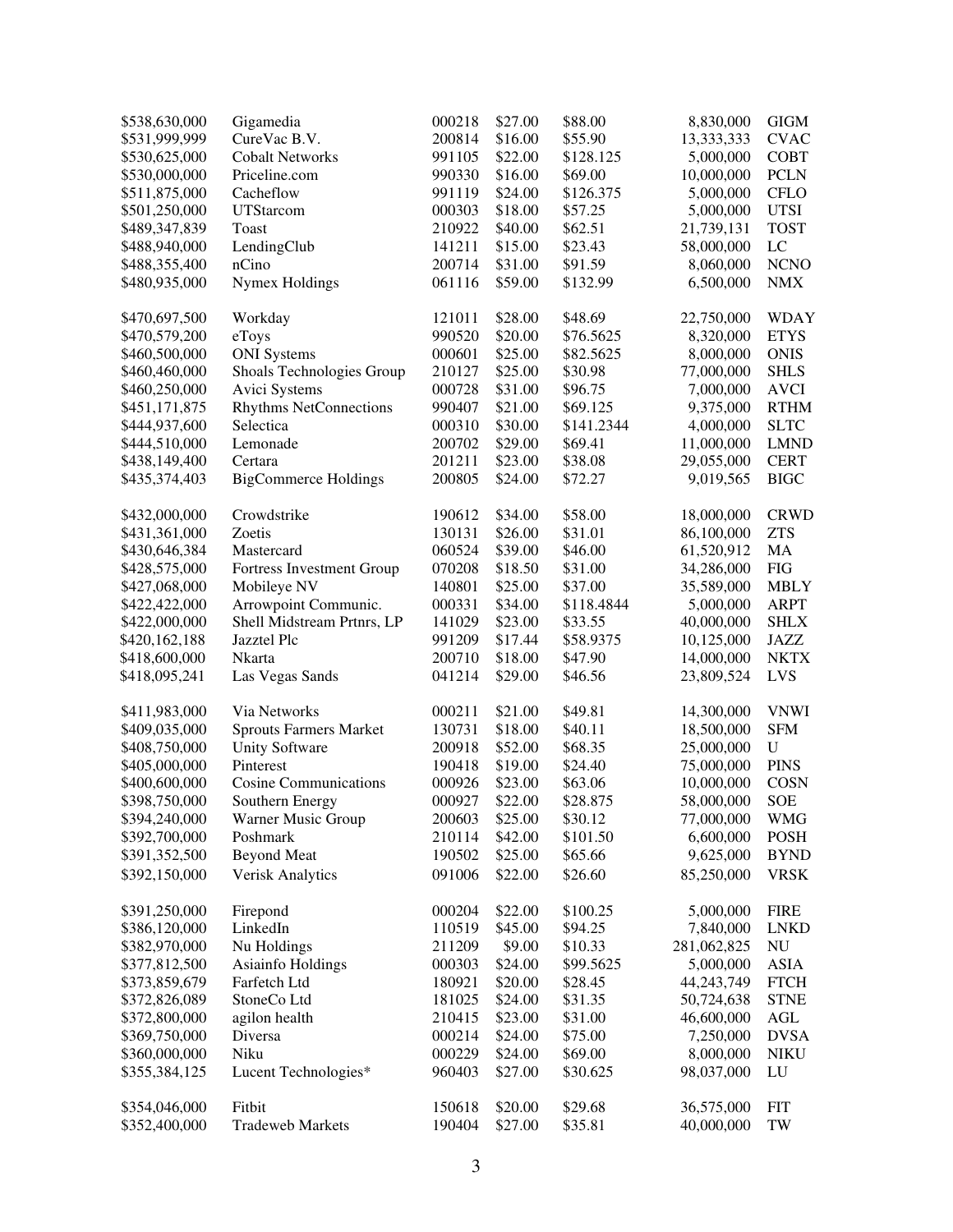| | | | | | | |
|---|---|---|---|---|---|---|
| $538,630,000 | Gigamedia | 000218 | $27.00 | $88.00 | 8,830,000 | GIGM |
| $531,999,999 | CureVac B.V. | 200814 | $16.00 | $55.90 | 13,333,333 | CVAC |
| $530,625,000 | Cobalt Networks | 991105 | $22.00 | $128.125 | 5,000,000 | COBT |
| $530,000,000 | Priceline.com | 990330 | $16.00 | $69.00 | 10,000,000 | PCLN |
| $511,875,000 | Cacheflow | 991119 | $24.00 | $126.375 | 5,000,000 | CFLO |
| $501,250,000 | UTStarcom | 000303 | $18.00 | $57.25 | 5,000,000 | UTSI |
| $489,347,839 | Toast | 210922 | $40.00 | $62.51 | 21,739,131 | TOST |
| $488,940,000 | LendingClub | 141211 | $15.00 | $23.43 | 58,000,000 | LC |
| $488,355,400 | nCino | 200714 | $31.00 | $91.59 | 8,060,000 | NCNO |
| $480,935,000 | Nymex Holdings | 061116 | $59.00 | $132.99 | 6,500,000 | NMX |
| $470,697,500 | Workday | 121011 | $28.00 | $48.69 | 22,750,000 | WDAY |
| $470,579,200 | eToys | 990520 | $20.00 | $76.5625 | 8,320,000 | ETYS |
| $460,500,000 | ONI Systems | 000601 | $25.00 | $82.5625 | 8,000,000 | ONIS |
| $460,460,000 | Shoals Technologies Group | 210127 | $25.00 | $30.98 | 77,000,000 | SHLS |
| $460,250,000 | Avici Systems | 000728 | $31.00 | $96.75 | 7,000,000 | AVCI |
| $451,171,875 | Rhythms NetConnections | 990407 | $21.00 | $69.125 | 9,375,000 | RTHM |
| $444,937,600 | Selectica | 000310 | $30.00 | $141.2344 | 4,000,000 | SLTC |
| $444,510,000 | Lemonade | 200702 | $29.00 | $69.41 | 11,000,000 | LMND |
| $438,149,400 | Certara | 201211 | $23.00 | $38.08 | 29,055,000 | CERT |
| $435,374,403 | BigCommerce Holdings | 200805 | $24.00 | $72.27 | 9,019,565 | BIGC |
| $432,000,000 | Crowdstrike | 190612 | $34.00 | $58.00 | 18,000,000 | CRWD |
| $431,361,000 | Zoetis | 130131 | $26.00 | $31.01 | 86,100,000 | ZTS |
| $430,646,384 | Mastercard | 060524 | $39.00 | $46.00 | 61,520,912 | MA |
| $428,575,000 | Fortress Investment Group | 070208 | $18.50 | $31.00 | 34,286,000 | FIG |
| $427,068,000 | Mobileye NV | 140801 | $25.00 | $37.00 | 35,589,000 | MBLY |
| $422,422,000 | Arrowpoint Communic. | 000331 | $34.00 | $118.4844 | 5,000,000 | ARPT |
| $422,000,000 | Shell Midstream Prtnrs, LP | 141029 | $23.00 | $33.55 | 40,000,000 | SHLX |
| $420,162,188 | Jazztel Plc | 991209 | $17.44 | $58.9375 | 10,125,000 | JAZZ |
| $418,600,000 | Nkarta | 200710 | $18.00 | $47.90 | 14,000,000 | NKTX |
| $418,095,241 | Las Vegas Sands | 041214 | $29.00 | $46.56 | 23,809,524 | LVS |
| $411,983,000 | Via Networks | 000211 | $21.00 | $49.81 | 14,300,000 | VNWI |
| $409,035,000 | Sprouts Farmers Market | 130731 | $18.00 | $40.11 | 18,500,000 | SFM |
| $408,750,000 | Unity Software | 200918 | $52.00 | $68.35 | 25,000,000 | U |
| $405,000,000 | Pinterest | 190418 | $19.00 | $24.40 | 75,000,000 | PINS |
| $400,600,000 | Cosine Communications | 000926 | $23.00 | $63.06 | 10,000,000 | COSN |
| $398,750,000 | Southern Energy | 000927 | $22.00 | $28.875 | 58,000,000 | SOE |
| $394,240,000 | Warner Music Group | 200603 | $25.00 | $30.12 | 77,000,000 | WMG |
| $392,700,000 | Poshmark | 210114 | $42.00 | $101.50 | 6,600,000 | POSH |
| $391,352,500 | Beyond Meat | 190502 | $25.00 | $65.66 | 9,625,000 | BYND |
| $392,150,000 | Verisk Analytics | 091006 | $22.00 | $26.60 | 85,250,000 | VRSK |
| $391,250,000 | Firepond | 000204 | $22.00 | $100.25 | 5,000,000 | FIRE |
| $386,120,000 | LinkedIn | 110519 | $45.00 | $94.25 | 7,840,000 | LNKD |
| $382,970,000 | Nu Holdings | 211209 | $9.00 | $10.33 | 281,062,825 | NU |
| $377,812,500 | Asiainfo Holdings | 000303 | $24.00 | $99.5625 | 5,000,000 | ASIA |
| $373,859,679 | Farfetch Ltd | 180921 | $20.00 | $28.45 | 44,243,749 | FTCH |
| $372,826,089 | StoneCo Ltd | 181025 | $24.00 | $31.35 | 50,724,638 | STNE |
| $372,800,000 | agilon health | 210415 | $23.00 | $31.00 | 46,600,000 | AGL |
| $369,750,000 | Diversa | 000214 | $24.00 | $75.00 | 7,250,000 | DVSA |
| $360,000,000 | Niku | 000229 | $24.00 | $69.00 | 8,000,000 | NIKU |
| $355,384,125 | Lucent Technologies* | 960403 | $27.00 | $30.625 | 98,037,000 | LU |
| $354,046,000 | Fitbit | 150618 | $20.00 | $29.68 | 36,575,000 | FIT |
| $352,400,000 | Tradeweb Markets | 190404 | $27.00 | $35.81 | 40,000,000 | TW |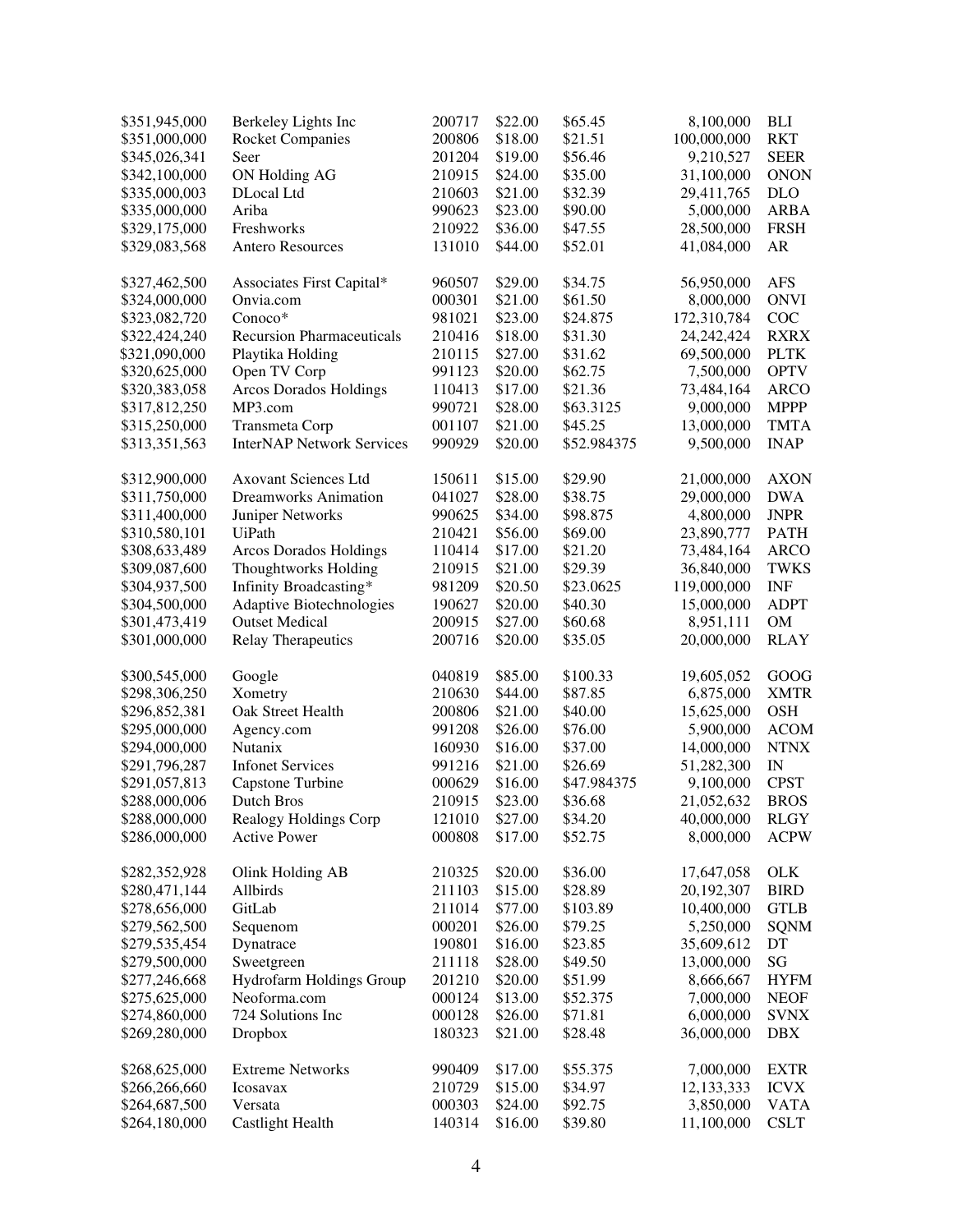| | | | | | | |
|---|---|---|---|---|---|---|
| $351,945,000 | Berkeley Lights Inc | 200717 | $22.00 | $65.45 | 8,100,000 | BLI |
| $351,000,000 | Rocket Companies | 200806 | $18.00 | $21.51 | 100,000,000 | RKT |
| $345,026,341 | Seer | 201204 | $19.00 | $56.46 | 9,210,527 | SEER |
| $342,100,000 | ON Holding AG | 210915 | $24.00 | $35.00 | 31,100,000 | ONON |
| $335,000,003 | DLocal Ltd | 210603 | $21.00 | $32.39 | 29,411,765 | DLO |
| $335,000,000 | Ariba | 990623 | $23.00 | $90.00 | 5,000,000 | ARBA |
| $329,175,000 | Freshworks | 210922 | $36.00 | $47.55 | 28,500,000 | FRSH |
| $329,083,568 | Antero Resources | 131010 | $44.00 | $52.01 | 41,084,000 | AR |
| $327,462,500 | Associates First Capital* | 960507 | $29.00 | $34.75 | 56,950,000 | AFS |
| $324,000,000 | Onvia.com | 000301 | $21.00 | $61.50 | 8,000,000 | ONVI |
| $323,082,720 | Conoco* | 981021 | $23.00 | $24.875 | 172,310,784 | COC |
| $322,424,240 | Recursion Pharmaceuticals | 210416 | $18.00 | $31.30 | 24,242,424 | RXRX |
| $321,090,000 | Playtika Holding | 210115 | $27.00 | $31.62 | 69,500,000 | PLTK |
| $320,625,000 | Open TV Corp | 991123 | $20.00 | $62.75 | 7,500,000 | OPTV |
| $320,383,058 | Arcos Dorados Holdings | 110413 | $17.00 | $21.36 | 73,484,164 | ARCO |
| $317,812,250 | MP3.com | 990721 | $28.00 | $63.3125 | 9,000,000 | MPPP |
| $315,250,000 | Transmeta Corp | 001107 | $21.00 | $45.25 | 13,000,000 | TMTA |
| $313,351,563 | InterNAP Network Services | 990929 | $20.00 | $52.984375 | 9,500,000 | INAP |
| $312,900,000 | Axovant Sciences Ltd | 150611 | $15.00 | $29.90 | 21,000,000 | AXON |
| $311,750,000 | Dreamworks Animation | 041027 | $28.00 | $38.75 | 29,000,000 | DWA |
| $311,400,000 | Juniper Networks | 990625 | $34.00 | $98.875 | 4,800,000 | JNPR |
| $310,580,101 | UiPath | 210421 | $56.00 | $69.00 | 23,890,777 | PATH |
| $308,633,489 | Arcos Dorados Holdings | 110414 | $17.00 | $21.20 | 73,484,164 | ARCO |
| $309,087,600 | Thoughtworks Holding | 210915 | $21.00 | $29.39 | 36,840,000 | TWKS |
| $304,937,500 | Infinity Broadcasting* | 981209 | $20.50 | $23.0625 | 119,000,000 | INF |
| $304,500,000 | Adaptive Biotechnologies | 190627 | $20.00 | $40.30 | 15,000,000 | ADPT |
| $301,473,419 | Outset Medical | 200915 | $27.00 | $60.68 | 8,951,111 | OM |
| $301,000,000 | Relay Therapeutics | 200716 | $20.00 | $35.05 | 20,000,000 | RLAY |
| $300,545,000 | Google | 040819 | $85.00 | $100.33 | 19,605,052 | GOOG |
| $298,306,250 | Xometry | 210630 | $44.00 | $87.85 | 6,875,000 | XMTR |
| $296,852,381 | Oak Street Health | 200806 | $21.00 | $40.00 | 15,625,000 | OSH |
| $295,000,000 | Agency.com | 991208 | $26.00 | $76.00 | 5,900,000 | ACOM |
| $294,000,000 | Nutanix | 160930 | $16.00 | $37.00 | 14,000,000 | NTNX |
| $291,796,287 | Infonet Services | 991216 | $21.00 | $26.69 | 51,282,300 | IN |
| $291,057,813 | Capstone Turbine | 000629 | $16.00 | $47.984375 | 9,100,000 | CPST |
| $288,000,006 | Dutch Bros | 210915 | $23.00 | $36.68 | 21,052,632 | BROS |
| $288,000,000 | Realogy Holdings Corp | 121010 | $27.00 | $34.20 | 40,000,000 | RLGY |
| $286,000,000 | Active Power | 000808 | $17.00 | $52.75 | 8,000,000 | ACPW |
| $282,352,928 | Olink Holding AB | 210325 | $20.00 | $36.00 | 17,647,058 | OLK |
| $280,471,144 | Allbirds | 211103 | $15.00 | $28.89 | 20,192,307 | BIRD |
| $278,656,000 | GitLab | 211014 | $77.00 | $103.89 | 10,400,000 | GTLB |
| $279,562,500 | Sequenom | 000201 | $26.00 | $79.25 | 5,250,000 | SQNM |
| $279,535,454 | Dynatrace | 190801 | $16.00 | $23.85 | 35,609,612 | DT |
| $279,500,000 | Sweetgreen | 211118 | $28.00 | $49.50 | 13,000,000 | SG |
| $277,246,668 | Hydrofarm Holdings Group | 201210 | $20.00 | $51.99 | 8,666,667 | HYFM |
| $275,625,000 | Neoforma.com | 000124 | $13.00 | $52.375 | 7,000,000 | NEOF |
| $274,860,000 | 724 Solutions Inc | 000128 | $26.00 | $71.81 | 6,000,000 | SVNX |
| $269,280,000 | Dropbox | 180323 | $21.00 | $28.48 | 36,000,000 | DBX |
| $268,625,000 | Extreme Networks | 990409 | $17.00 | $55.375 | 7,000,000 | EXTR |
| $266,266,660 | Icosavax | 210729 | $15.00 | $34.97 | 12,133,333 | ICVX |
| $264,687,500 | Versata | 000303 | $24.00 | $92.75 | 3,850,000 | VATA |
| $264,180,000 | Castlight Health | 140314 | $16.00 | $39.80 | 11,100,000 | CSLT |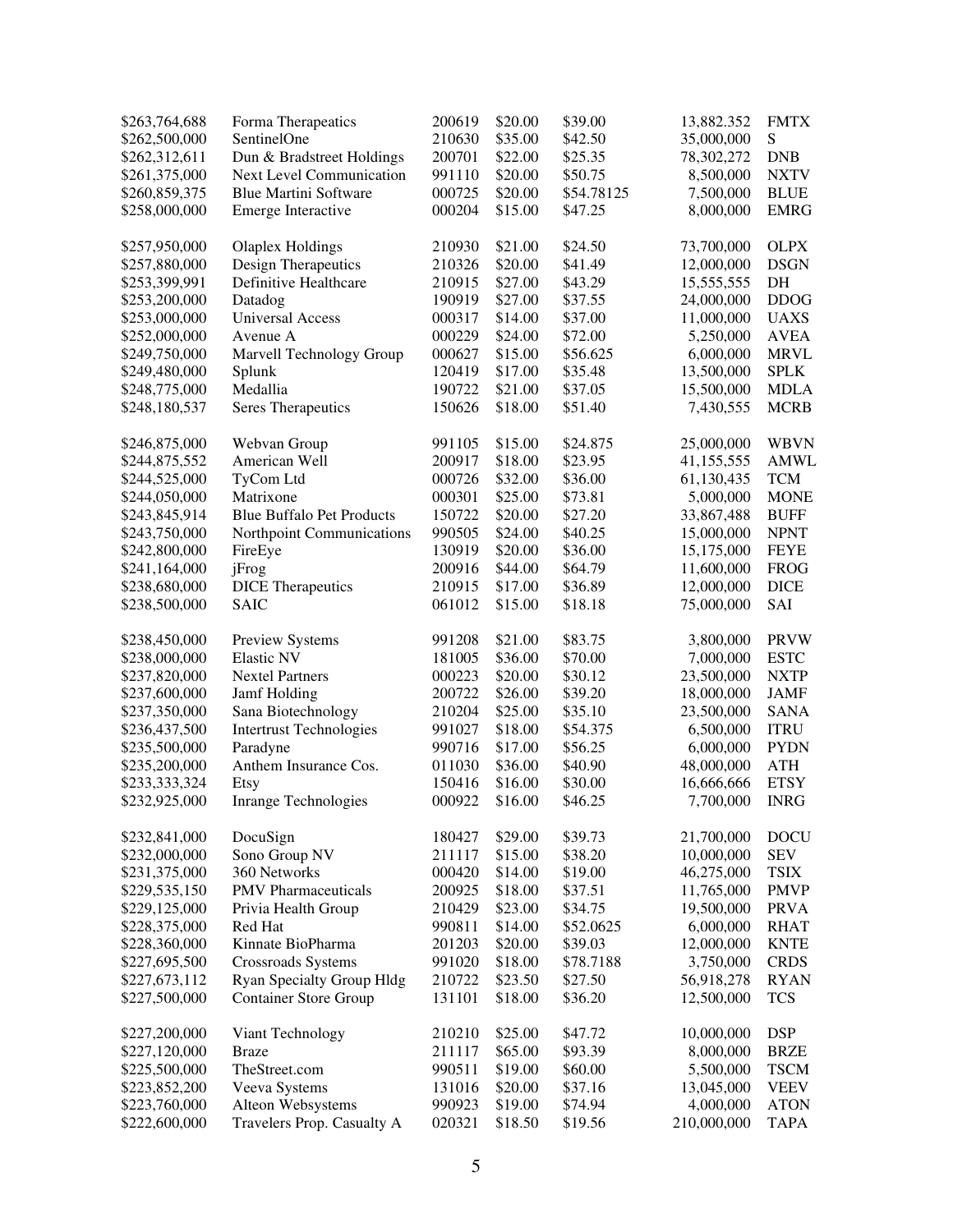| | | | | | | |
|---|---|---|---|---|---|---|
| $263,764,688 | Forma Therapeatics | 200619 | $20.00 | $39.00 | 13,882.352 | FMTX |
| $262,500,000 | SentinelOne | 210630 | $35.00 | $42.50 | 35,000,000 | S |
| $262,312,611 | Dun & Bradstreet Holdings | 200701 | $22.00 | $25.35 | 78,302,272 | DNB |
| $261,375,000 | Next Level Communication | 991110 | $20.00 | $50.75 | 8,500,000 | NXTV |
| $260,859,375 | Blue Martini Software | 000725 | $20.00 | $54.78125 | 7,500,000 | BLUE |
| $258,000,000 | Emerge Interactive | 000204 | $15.00 | $47.25 | 8,000,000 | EMRG |
| $257,950,000 | Olaplex Holdings | 210930 | $21.00 | $24.50 | 73,700,000 | OLPX |
| $257,880,000 | Design Therapeutics | 210326 | $20.00 | $41.49 | 12,000,000 | DSGN |
| $253,399,991 | Definitive Healthcare | 210915 | $27.00 | $43.29 | 15,555,555 | DH |
| $253,200,000 | Datadog | 190919 | $27.00 | $37.55 | 24,000,000 | DDOG |
| $253,000,000 | Universal Access | 000317 | $14.00 | $37.00 | 11,000,000 | UAXS |
| $252,000,000 | Avenue A | 000229 | $24.00 | $72.00 | 5,250,000 | AVEA |
| $249,750,000 | Marvell Technology Group | 000627 | $15.00 | $56.625 | 6,000,000 | MRVL |
| $249,480,000 | Splunk | 120419 | $17.00 | $35.48 | 13,500,000 | SPLK |
| $248,775,000 | Medallia | 190722 | $21.00 | $37.05 | 15,500,000 | MDLA |
| $248,180,537 | Seres Therapeutics | 150626 | $18.00 | $51.40 | 7,430,555 | MCRB |
| $246,875,000 | Webvan Group | 991105 | $15.00 | $24.875 | 25,000,000 | WBVN |
| $244,875,552 | American Well | 200917 | $18.00 | $23.95 | 41,155,555 | AMWL |
| $244,525,000 | TyCom Ltd | 000726 | $32.00 | $36.00 | 61,130,435 | TCM |
| $244,050,000 | Matrixone | 000301 | $25.00 | $73.81 | 5,000,000 | MONE |
| $243,845,914 | Blue Buffalo Pet Products | 150722 | $20.00 | $27.20 | 33,867,488 | BUFF |
| $243,750,000 | Northpoint Communications | 990505 | $24.00 | $40.25 | 15,000,000 | NPNT |
| $242,800,000 | FireEye | 130919 | $20.00 | $36.00 | 15,175,000 | FEYE |
| $241,164,000 | jFrog | 200916 | $44.00 | $64.79 | 11,600,000 | FROG |
| $238,680,000 | DICE Therapeutics | 210915 | $17.00 | $36.89 | 12,000,000 | DICE |
| $238,500,000 | SAIC | 061012 | $15.00 | $18.18 | 75,000,000 | SAI |
| $238,450,000 | Preview Systems | 991208 | $21.00 | $83.75 | 3,800,000 | PRVW |
| $238,000,000 | Elastic NV | 181005 | $36.00 | $70.00 | 7,000,000 | ESTC |
| $237,820,000 | Nextel Partners | 000223 | $20.00 | $30.12 | 23,500,000 | NXTP |
| $237,600,000 | Jamf Holding | 200722 | $26.00 | $39.20 | 18,000,000 | JAMF |
| $237,350,000 | Sana Biotechnology | 210204 | $25.00 | $35.10 | 23,500,000 | SANA |
| $236,437,500 | Intertrust Technologies | 991027 | $18.00 | $54.375 | 6,500,000 | ITRU |
| $235,500,000 | Paradyne | 990716 | $17.00 | $56.25 | 6,000,000 | PYDN |
| $235,200,000 | Anthem Insurance Cos. | 011030 | $36.00 | $40.90 | 48,000,000 | ATH |
| $233,333,324 | Etsy | 150416 | $16.00 | $30.00 | 16,666,666 | ETSY |
| $232,925,000 | Inrange Technologies | 000922 | $16.00 | $46.25 | 7,700,000 | INRG |
| $232,841,000 | DocuSign | 180427 | $29.00 | $39.73 | 21,700,000 | DOCU |
| $232,000,000 | Sono Group NV | 211117 | $15.00 | $38.20 | 10,000,000 | SEV |
| $231,375,000 | 360 Networks | 000420 | $14.00 | $19.00 | 46,275,000 | TSIX |
| $229,535,150 | PMV Pharmaceuticals | 200925 | $18.00 | $37.51 | 11,765,000 | PMVP |
| $229,125,000 | Privia Health Group | 210429 | $23.00 | $34.75 | 19,500,000 | PRVA |
| $228,375,000 | Red Hat | 990811 | $14.00 | $52.0625 | 6,000,000 | RHAT |
| $228,360,000 | Kinnate BioPharma | 201203 | $20.00 | $39.03 | 12,000,000 | KNTE |
| $227,695,500 | Crossroads Systems | 991020 | $18.00 | $78.7188 | 3,750,000 | CRDS |
| $227,673,112 | Ryan Specialty Group Hldg | 210722 | $23.50 | $27.50 | 56,918,278 | RYAN |
| $227,500,000 | Container Store Group | 131101 | $18.00 | $36.20 | 12,500,000 | TCS |
| $227,200,000 | Viant Technology | 210210 | $25.00 | $47.72 | 10,000,000 | DSP |
| $227,120,000 | Braze | 211117 | $65.00 | $93.39 | 8,000,000 | BRZE |
| $225,500,000 | TheStreet.com | 990511 | $19.00 | $60.00 | 5,500,000 | TSCM |
| $223,852,200 | Veeva Systems | 131016 | $20.00 | $37.16 | 13,045,000 | VEEV |
| $223,760,000 | Alteon Websystems | 990923 | $19.00 | $74.94 | 4,000,000 | ATON |
| $222,600,000 | Travelers Prop. Casualty A | 020321 | $18.50 | $19.56 | 210,000,000 | TAPA |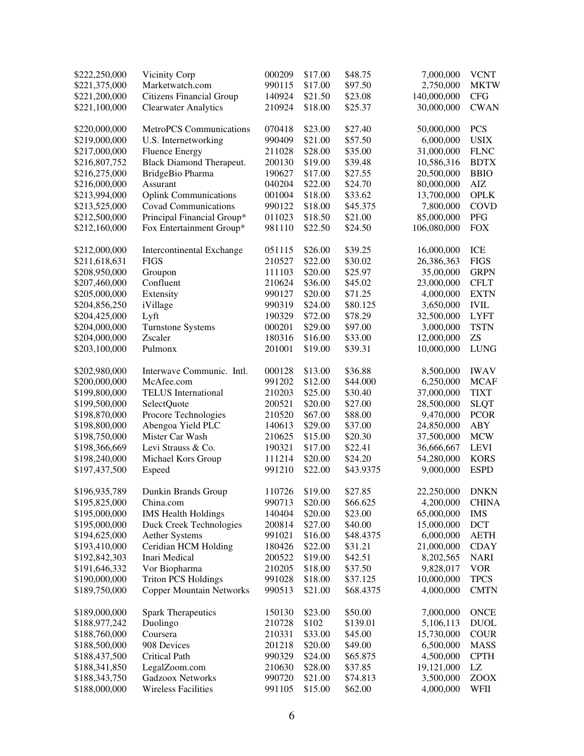| | | | | | | |
|---|---|---|---|---|---|---|
| $222,250,000 | Vicinity Corp | 000209 | $17.00 | $48.75 | 7,000,000 | VCNT |
| $221,375,000 | Marketwatch.com | 990115 | $17.00 | $97.50 | 2,750,000 | MKTW |
| $221,200,000 | Citizens Financial Group | 140924 | $21.50 | $23.08 | 140,000,000 | CFG |
| $221,100,000 | Clearwater Analytics | 210924 | $18.00 | $25.37 | 30,000,000 | CWAN |
| $220,000,000 | MetroPCS Communications | 070418 | $23.00 | $27.40 | 50,000,000 | PCS |
| $219,000,000 | U.S. Internetworking | 990409 | $21.00 | $57.50 | 6,000,000 | USIX |
| $217,000,000 | Fluence Energy | 211028 | $28.00 | $35.00 | 31,000,000 | FLNC |
| $216,807,752 | Black Diamond Therapeut. | 200130 | $19.00 | $39.48 | 10,586,316 | BDTX |
| $216,275,000 | BridgeBio Pharma | 190627 | $17.00 | $27.55 | 20,500,000 | BBIO |
| $216,000,000 | Assurant | 040204 | $22.00 | $24.70 | 80,000,000 | AIZ |
| $213,994,000 | Oplink Communications | 001004 | $18.00 | $33.62 | 13,700,000 | OPLK |
| $213,525,000 | Covad Communications | 990122 | $18.00 | $45.375 | 7,800,000 | COVD |
| $212,500,000 | Principal Financial Group* | 011023 | $18.50 | $21.00 | 85,000,000 | PFG |
| $212,160,000 | Fox Entertainment Group* | 981110 | $22.50 | $24.50 | 106,080,000 | FOX |
| $212,000,000 | Intercontinental Exchange | 051115 | $26.00 | $39.25 | 16,000,000 | ICE |
| $211,618,631 | FIGS | 210527 | $22.00 | $30.02 | 26,386,363 | FIGS |
| $208,950,000 | Groupon | 111103 | $20.00 | $25.97 | 35,00,000 | GRPN |
| $207,460,000 | Confluent | 210624 | $36.00 | $45.02 | 23,000,000 | CFLT |
| $205,000,000 | Extensity | 990127 | $20.00 | $71.25 | 4,000,000 | EXTN |
| $204,856,250 | iVillage | 990319 | $24.00 | $80.125 | 3,650,000 | IVIL |
| $204,425,000 | Lyft | 190329 | $72.00 | $78.29 | 32,500,000 | LYFT |
| $204,000,000 | Turnstone Systems | 000201 | $29.00 | $97.00 | 3,000,000 | TSTN |
| $204,000,000 | Zscaler | 180316 | $16.00 | $33.00 | 12,000,000 | ZS |
| $203,100,000 | Pulmonx | 201001 | $19.00 | $39.31 | 10,000,000 | LUNG |
| $202,980,000 | Interwave Communic. Intl. | 000128 | $13.00 | $36.88 | 8,500,000 | IWAV |
| $200,000,000 | McAfee.com | 991202 | $12.00 | $44.000 | 6,250,000 | MCAF |
| $199,800,000 | TELUS International | 210203 | $25.00 | $30.40 | 37,000,000 | TIXT |
| $199,500,000 | SelectQuote | 200521 | $20.00 | $27.00 | 28,500,000 | SLQT |
| $198,870,000 | Procore Technologies | 210520 | $67.00 | $88.00 | 9,470,000 | PCOR |
| $198,800,000 | Abengoa Yield PLC | 140613 | $29.00 | $37.00 | 24,850,000 | ABY |
| $198,750,000 | Mister Car Wash | 210625 | $15.00 | $20.30 | 37,500,000 | MCW |
| $198,366,669 | Levi Strauss & Co. | 190321 | $17.00 | $22.41 | 36,666,667 | LEVI |
| $198,240,000 | Michael Kors Group | 111214 | $20.00 | $24.20 | 54,280,000 | KORS |
| $197,437,500 | Espeed | 991210 | $22.00 | $43.9375 | 9,000,000 | ESPD |
| $196,935,789 | Dunkin Brands Group | 110726 | $19.00 | $27.85 | 22,250,000 | DNKN |
| $195,825,000 | China.com | 990713 | $20.00 | $66.625 | 4,200,000 | CHINA |
| $195,000,000 | IMS Health Holdings | 140404 | $20.00 | $23.00 | 65,000,000 | IMS |
| $195,000,000 | Duck Creek Technologies | 200814 | $27.00 | $40.00 | 15,000,000 | DCT |
| $194,625,000 | Aether Systems | 991021 | $16.00 | $48.4375 | 6,000,000 | AETH |
| $193,410,000 | Ceridian HCM Holding | 180426 | $22.00 | $31.21 | 21,000,000 | CDAY |
| $192,842,303 | Inari Medical | 200522 | $19.00 | $42.51 | 8,202,565 | NARI |
| $191,646,332 | Vor Biopharma | 210205 | $18.00 | $37.50 | 9,828,017 | VOR |
| $190,000,000 | Triton PCS Holdings | 991028 | $18.00 | $37.125 | 10,000,000 | TPCS |
| $189,750,000 | Copper Mountain Networks | 990513 | $21.00 | $68.4375 | 4,000,000 | CMTN |
| $189,000,000 | Spark Therapeutics | 150130 | $23.00 | $50.00 | 7,000,000 | ONCE |
| $188,977,242 | Duolingo | 210728 | $102 | $139.01 | 5,106,113 | DUOL |
| $188,760,000 | Coursera | 210331 | $33.00 | $45.00 | 15,730,000 | COUR |
| $188,500,000 | 908 Devices | 201218 | $20.00 | $49.00 | 6,500,000 | MASS |
| $188,437,500 | Critical Path | 990329 | $24.00 | $65.875 | 4,500,000 | CPTH |
| $188,341,850 | LegalZoom.com | 210630 | $28.00 | $37.85 | 19,121,000 | LZ |
| $188,343,750 | Gadzoox Networks | 990720 | $21.00 | $74.813 | 3,500,000 | ZOOX |
| $188,000,000 | Wireless Facilities | 991105 | $15.00 | $62.00 | 4,000,000 | WFII |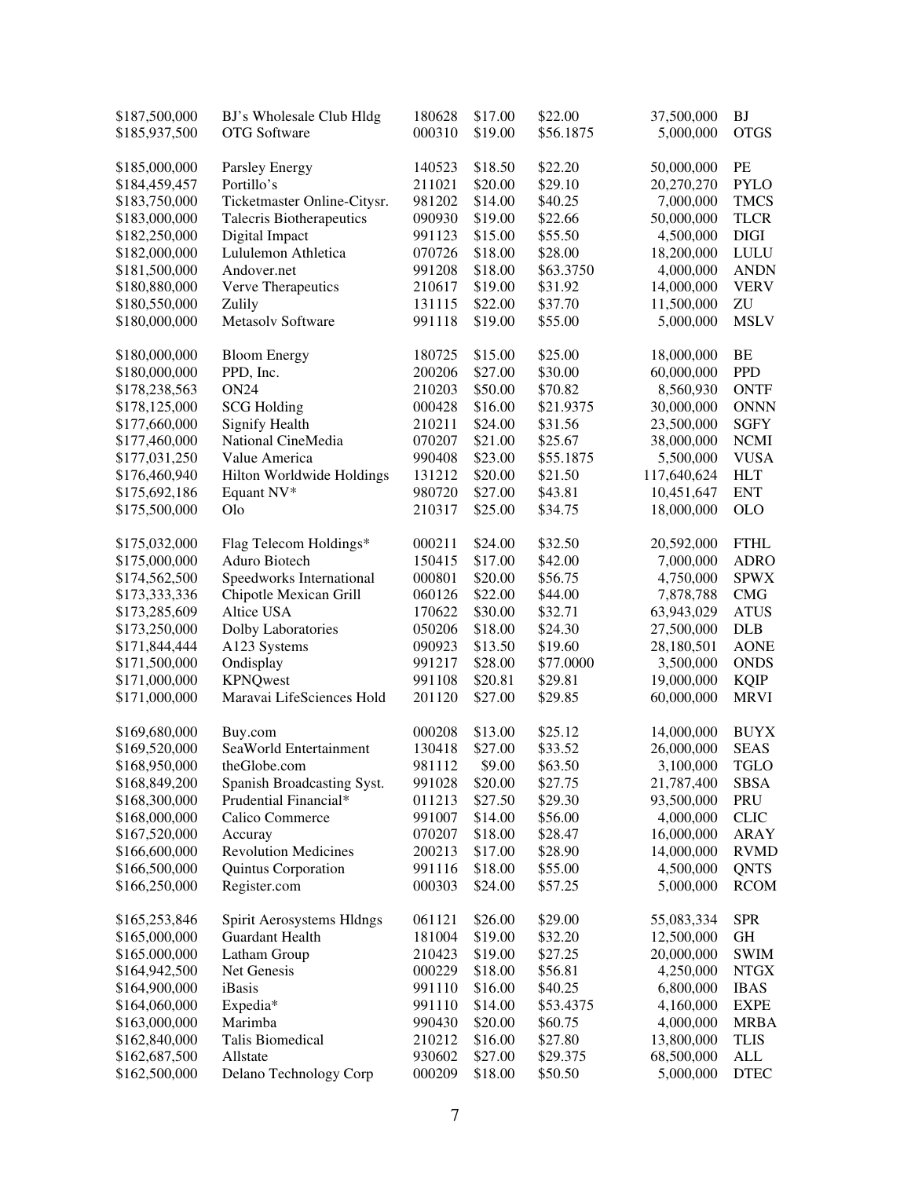| | | | | | | |
|---|---|---|---|---|---|---|
| $187,500,000 | BJ's Wholesale Club Hldg | 180628 | $17.00 | $22.00 | 37,500,000 | BJ |
| $185,937,500 | OTG Software | 000310 | $19.00 | $56.1875 | 5,000,000 | OTGS |
| $185,000,000 | Parsley Energy | 140523 | $18.50 | $22.20 | 50,000,000 | PE |
| $184,459,457 | Portillo's | 211021 | $20.00 | $29.10 | 20,270,270 | PYLO |
| $183,750,000 | Ticketmaster Online-Citysr. | 981202 | $14.00 | $40.25 | 7,000,000 | TMCS |
| $183,000,000 | Talecris Biotherapeutics | 090930 | $19.00 | $22.66 | 50,000,000 | TLCR |
| $182,250,000 | Digital Impact | 991123 | $15.00 | $55.50 | 4,500,000 | DIGI |
| $182,000,000 | Lululemon Athletica | 070726 | $18.00 | $28.00 | 18,200,000 | LULU |
| $181,500,000 | Andover.net | 991208 | $18.00 | $63.3750 | 4,000,000 | ANDN |
| $180,880,000 | Verve Therapeutics | 210617 | $19.00 | $31.92 | 14,000,000 | VERV |
| $180,550,000 | Zulily | 131115 | $22.00 | $37.70 | 11,500,000 | ZU |
| $180,000,000 | Metasolv Software | 991118 | $19.00 | $55.00 | 5,000,000 | MSLV |
| $180,000,000 | Bloom Energy | 180725 | $15.00 | $25.00 | 18,000,000 | BE |
| $180,000,000 | PPD, Inc. | 200206 | $27.00 | $30.00 | 60,000,000 | PPD |
| $178,238,563 | ON24 | 210203 | $50.00 | $70.82 | 8,560,930 | ONTF |
| $178,125,000 | SCG Holding | 000428 | $16.00 | $21.9375 | 30,000,000 | ONNN |
| $177,660,000 | Signify Health | 210211 | $24.00 | $31.56 | 23,500,000 | SGFY |
| $177,460,000 | National CineMedia | 070207 | $21.00 | $25.67 | 38,000,000 | NCMI |
| $177,031,250 | Value America | 990408 | $23.00 | $55.1875 | 5,500,000 | VUSA |
| $176,460,940 | Hilton Worldwide Holdings | 131212 | $20.00 | $21.50 | 117,640,624 | HLT |
| $175,692,186 | Equant NV* | 980720 | $27.00 | $43.81 | 10,451,647 | ENT |
| $175,500,000 | Olo | 210317 | $25.00 | $34.75 | 18,000,000 | OLO |
| $175,032,000 | Flag Telecom Holdings* | 000211 | $24.00 | $32.50 | 20,592,000 | FTHL |
| $175,000,000 | Aduro Biotech | 150415 | $17.00 | $42.00 | 7,000,000 | ADRO |
| $174,562,500 | Speedworks International | 000801 | $20.00 | $56.75 | 4,750,000 | SPWX |
| $173,333,336 | Chipotle Mexican Grill | 060126 | $22.00 | $44.00 | 7,878,788 | CMG |
| $173,285,609 | Altice USA | 170622 | $30.00 | $32.71 | 63,943,029 | ATUS |
| $173,250,000 | Dolby Laboratories | 050206 | $18.00 | $24.30 | 27,500,000 | DLB |
| $171,844,444 | A123 Systems | 090923 | $13.50 | $19.60 | 28,180,501 | AONE |
| $171,500,000 | Ondisplay | 991217 | $28.00 | $77.0000 | 3,500,000 | ONDS |
| $171,000,000 | KPNQwest | 991108 | $20.81 | $29.81 | 19,000,000 | KQIP |
| $171,000,000 | Maravai LifeSciences Hold | 201120 | $27.00 | $29.85 | 60,000,000 | MRVI |
| $169,680,000 | Buy.com | 000208 | $13.00 | $25.12 | 14,000,000 | BUYX |
| $169,520,000 | SeaWorld Entertainment | 130418 | $27.00 | $33.52 | 26,000,000 | SEAS |
| $168,950,000 | theGlobe.com | 981112 | $9.00 | $63.50 | 3,100,000 | TGLO |
| $168,849,200 | Spanish Broadcasting Syst. | 991028 | $20.00 | $27.75 | 21,787,400 | SBSA |
| $168,300,000 | Prudential Financial* | 011213 | $27.50 | $29.30 | 93,500,000 | PRU |
| $168,000,000 | Calico Commerce | 991007 | $14.00 | $56.00 | 4,000,000 | CLIC |
| $167,520,000 | Accuray | 070207 | $18.00 | $28.47 | 16,000,000 | ARAY |
| $166,600,000 | Revolution Medicines | 200213 | $17.00 | $28.90 | 14,000,000 | RVMD |
| $166,500,000 | Quintus Corporation | 991116 | $18.00 | $55.00 | 4,500,000 | QNTS |
| $166,250,000 | Register.com | 000303 | $24.00 | $57.25 | 5,000,000 | RCOM |
| $165,253,846 | Spirit Aerosystems Hldngs | 061121 | $26.00 | $29.00 | 55,083,334 | SPR |
| $165,000,000 | Guardant Health | 181004 | $19.00 | $32.20 | 12,500,000 | GH |
| $165.000,000 | Latham Group | 210423 | $19.00 | $27.25 | 20,000,000 | SWIM |
| $164,942,500 | Net Genesis | 000229 | $18.00 | $56.81 | 4,250,000 | NTGX |
| $164,900,000 | iBasis | 991110 | $16.00 | $40.25 | 6,800,000 | IBAS |
| $164,060,000 | Expedia* | 991110 | $14.00 | $53.4375 | 4,160,000 | EXPE |
| $163,000,000 | Marimba | 990430 | $20.00 | $60.75 | 4,000,000 | MRBA |
| $162,840,000 | Talis Biomedical | 210212 | $16.00 | $27.80 | 13,800,000 | TLIS |
| $162,687,500 | Allstate | 930602 | $27.00 | $29.375 | 68,500,000 | ALL |
| $162,500,000 | Delano Technology Corp | 000209 | $18.00 | $50.50 | 5,000,000 | DTEC |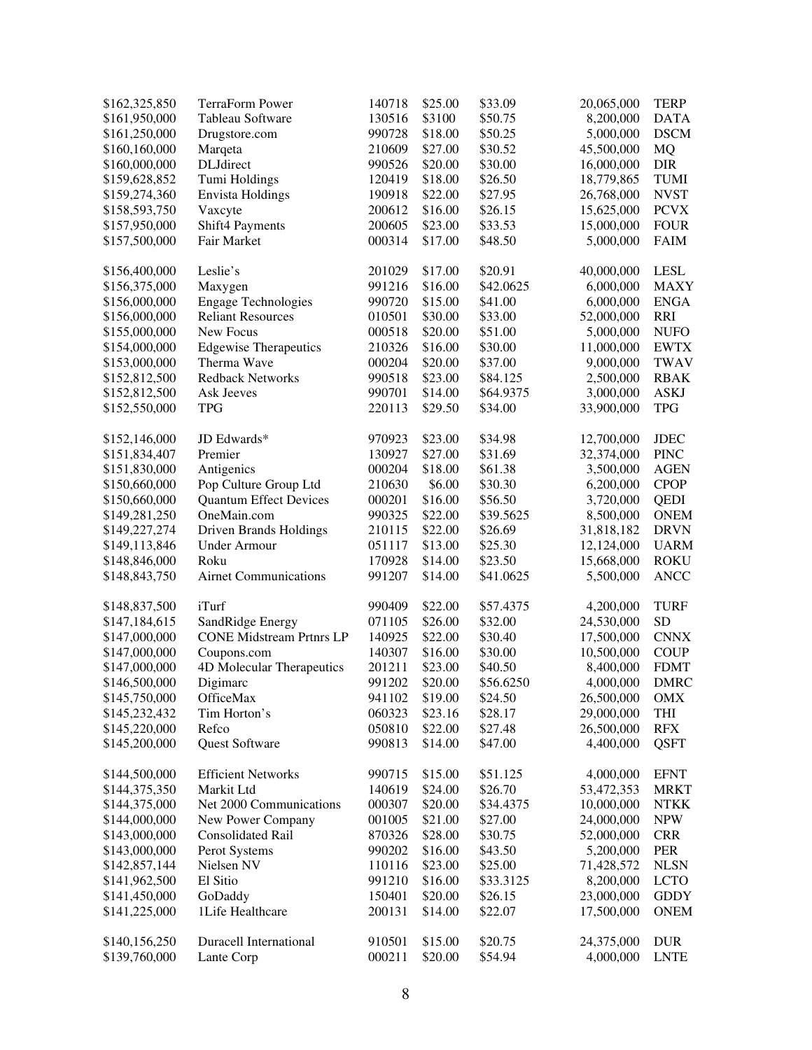| | | | | | | |
|---|---|---|---|---|---|---|
| $162,325,850 | TerraForm Power | 140718 | $25.00 | $33.09 | 20,065,000 | TERP |
| $161,950,000 | Tableau Software | 130516 | $3100 | $50.75 | 8,200,000 | DATA |
| $161,250,000 | Drugstore.com | 990728 | $18.00 | $50.25 | 5,000,000 | DSCM |
| $160,160,000 | Marqeta | 210609 | $27.00 | $30.52 | 45,500,000 | MQ |
| $160,000,000 | DLJdirect | 990526 | $20.00 | $30.00 | 16,000,000 | DIR |
| $159,628,852 | Tumi Holdings | 120419 | $18.00 | $26.50 | 18,779,865 | TUMI |
| $159,274,360 | Envista Holdings | 190918 | $22.00 | $27.95 | 26,768,000 | NVST |
| $158,593,750 | Vaxcyte | 200612 | $16.00 | $26.15 | 15,625,000 | PCVX |
| $157,950,000 | Shift4 Payments | 200605 | $23.00 | $33.53 | 15,000,000 | FOUR |
| $157,500,000 | Fair Market | 000314 | $17.00 | $48.50 | 5,000,000 | FAIM |
| $156,400,000 | Leslie's | 201029 | $17.00 | $20.91 | 40,000,000 | LESL |
| $156,375,000 | Maxygen | 991216 | $16.00 | $42.0625 | 6,000,000 | MAXY |
| $156,000,000 | Engage Technologies | 990720 | $15.00 | $41.00 | 6,000,000 | ENGA |
| $156,000,000 | Reliant Resources | 010501 | $30.00 | $33.00 | 52,000,000 | RRI |
| $155,000,000 | New Focus | 000518 | $20.00 | $51.00 | 5,000,000 | NUFO |
| $154,000,000 | Edgewise Therapeutics | 210326 | $16.00 | $30.00 | 11,000,000 | EWTX |
| $153,000,000 | Therma Wave | 000204 | $20.00 | $37.00 | 9,000,000 | TWAV |
| $152,812,500 | Redback Networks | 990518 | $23.00 | $84.125 | 2,500,000 | RBAK |
| $152,812,500 | Ask Jeeves | 990701 | $14.00 | $64.9375 | 3,000,000 | ASKJ |
| $152,550,000 | TPG | 220113 | $29.50 | $34.00 | 33,900,000 | TPG |
| $152,146,000 | JD Edwards* | 970923 | $23.00 | $34.98 | 12,700,000 | JDEC |
| $151,834,407 | Premier | 130927 | $27.00 | $31.69 | 32,374,000 | PINC |
| $151,830,000 | Antigenics | 000204 | $18.00 | $61.38 | 3,500,000 | AGEN |
| $150,660,000 | Pop Culture Group Ltd | 210630 | $6.00 | $30.30 | 6,200,000 | CPOP |
| $150,660,000 | Quantum Effect Devices | 000201 | $16.00 | $56.50 | 3,720,000 | QEDI |
| $149,281,250 | OneMain.com | 990325 | $22.00 | $39.5625 | 8,500,000 | ONEM |
| $149,227,274 | Driven Brands Holdings | 210115 | $22.00 | $26.69 | 31,818,182 | DRVN |
| $149,113,846 | Under Armour | 051117 | $13.00 | $25.30 | 12,124,000 | UARM |
| $148,846,000 | Roku | 170928 | $14.00 | $23.50 | 15,668,000 | ROKU |
| $148,843,750 | Airnet Communications | 991207 | $14.00 | $41.0625 | 5,500,000 | ANCC |
| $148,837,500 | iTurf | 990409 | $22.00 | $57.4375 | 4,200,000 | TURF |
| $147,184,615 | SandRidge Energy | 071105 | $26.00 | $32.00 | 24,530,000 | SD |
| $147,000,000 | CONE Midstream Prtnrs LP | 140925 | $22.00 | $30.40 | 17,500,000 | CNNX |
| $147,000,000 | Coupons.com | 140307 | $16.00 | $30.00 | 10,500,000 | COUP |
| $147,000,000 | 4D Molecular Therapeutics | 201211 | $23.00 | $40.50 | 8,400,000 | FDMT |
| $146,500,000 | Digimarc | 991202 | $20.00 | $56.6250 | 4,000,000 | DMRC |
| $145,750,000 | OfficeMax | 941102 | $19.00 | $24.50 | 26,500,000 | OMX |
| $145,232,432 | Tim Horton's | 060323 | $23.16 | $28.17 | 29,000,000 | THI |
| $145,220,000 | Refco | 050810 | $22.00 | $27.48 | 26,500,000 | RFX |
| $145,200,000 | Quest Software | 990813 | $14.00 | $47.00 | 4,400,000 | QSFT |
| $144,500,000 | Efficient Networks | 990715 | $15.00 | $51.125 | 4,000,000 | EFNT |
| $144,375,350 | Markit Ltd | 140619 | $24.00 | $26.70 | 53,472,353 | MRKT |
| $144,375,000 | Net 2000 Communications | 000307 | $20.00 | $34.4375 | 10,000,000 | NTKK |
| $144,000,000 | New Power Company | 001005 | $21.00 | $27.00 | 24,000,000 | NPW |
| $143,000,000 | Consolidated Rail | 870326 | $28.00 | $30.75 | 52,000,000 | CRR |
| $143,000,000 | Perot Systems | 990202 | $16.00 | $43.50 | 5,200,000 | PER |
| $142,857,144 | Nielsen NV | 110116 | $23.00 | $25.00 | 71,428,572 | NLSN |
| $141,962,500 | El Sitio | 991210 | $16.00 | $33.3125 | 8,200,000 | LCTO |
| $141,450,000 | GoDaddy | 150401 | $20.00 | $26.15 | 23,000,000 | GDDY |
| $141,225,000 | 1Life Healthcare | 200131 | $14.00 | $22.07 | 17,500,000 | ONEM |
| $140,156,250 | Duracell International | 910501 | $15.00 | $20.75 | 24,375,000 | DUR |
| $139,760,000 | Lante Corp | 000211 | $20.00 | $54.94 | 4,000,000 | LNTE |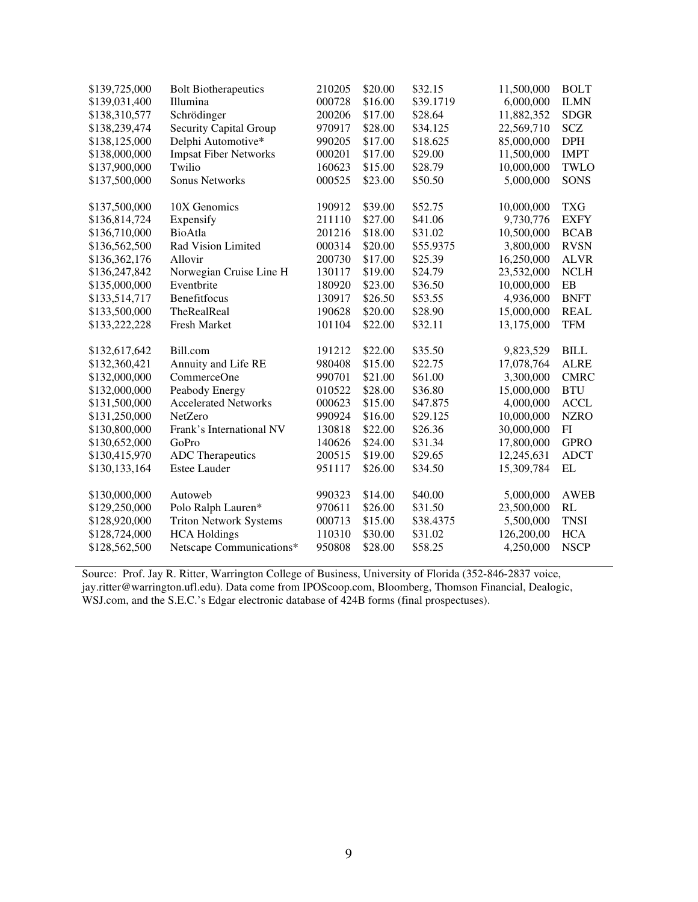| | | | | | | |
|---|---|---|---|---|---|---|
| $139,725,000 | Bolt Biotherapeutics | 210205 | $20.00 | $32.15 | 11,500,000 | BOLT |
| $139,031,400 | Illumina | 000728 | $16.00 | $39.1719 | 6,000,000 | ILMN |
| $138,310,577 | Schrödinger | 200206 | $17.00 | $28.64 | 11,882,352 | SDGR |
| $138,239,474 | Security Capital Group | 970917 | $28.00 | $34.125 | 22,569,710 | SCZ |
| $138,125,000 | Delphi Automotive* | 990205 | $17.00 | $18.625 | 85,000,000 | DPH |
| $138,000,000 | Impsat Fiber Networks | 000201 | $17.00 | $29.00 | 11,500,000 | IMPT |
| $137,900,000 | Twilio | 160623 | $15.00 | $28.79 | 10,000,000 | TWLO |
| $137,500,000 | Sonus Networks | 000525 | $23.00 | $50.50 | 5,000,000 | SONS |
| $137,500,000 | 10X Genomics | 190912 | $39.00 | $52.75 | 10,000,000 | TXG |
| $136,814,724 | Expensify | 211110 | $27.00 | $41.06 | 9,730,776 | EXFY |
| $136,710,000 | BioAtla | 201216 | $18.00 | $31.02 | 10,500,000 | BCAB |
| $136,562,500 | Rad Vision Limited | 000314 | $20.00 | $55.9375 | 3,800,000 | RVSN |
| $136,362,176 | Allovir | 200730 | $17.00 | $25.39 | 16,250,000 | ALVR |
| $136,247,842 | Norwegian Cruise Line H | 130117 | $19.00 | $24.79 | 23,532,000 | NCLH |
| $135,000,000 | Eventbrite | 180920 | $23.00 | $36.50 | 10,000,000 | EB |
| $133,514,717 | Benefitfocus | 130917 | $26.50 | $53.55 | 4,936,000 | BNFT |
| $133,500,000 | TheRealReal | 190628 | $20.00 | $28.90 | 15,000,000 | REAL |
| $133,222,228 | Fresh Market | 101104 | $22.00 | $32.11 | 13,175,000 | TFM |
| $132,617,642 | Bill.com | 191212 | $22.00 | $35.50 | 9,823,529 | BILL |
| $132,360,421 | Annuity and Life RE | 980408 | $15.00 | $22.75 | 17,078,764 | ALRE |
| $132,000,000 | CommerceOne | 990701 | $21.00 | $61.00 | 3,300,000 | CMRC |
| $132,000,000 | Peabody Energy | 010522 | $28.00 | $36.80 | 15,000,000 | BTU |
| $131,500,000 | Accelerated Networks | 000623 | $15.00 | $47.875 | 4,000,000 | ACCL |
| $131,250,000 | NetZero | 990924 | $16.00 | $29.125 | 10,000,000 | NZRO |
| $130,800,000 | Frank's International NV | 130818 | $22.00 | $26.36 | 30,000,000 | FI |
| $130,652,000 | GoPro | 140626 | $24.00 | $31.34 | 17,800,000 | GPRO |
| $130,415,970 | ADC Therapeutics | 200515 | $19.00 | $29.65 | 12,245,631 | ADCT |
| $130,133,164 | Estee Lauder | 951117 | $26.00 | $34.50 | 15,309,784 | EL |
| $130,000,000 | Autoweb | 990323 | $14.00 | $40.00 | 5,000,000 | AWEB |
| $129,250,000 | Polo Ralph Lauren* | 970611 | $26.00 | $31.50 | 23,500,000 | RL |
| $128,920,000 | Triton Network Systems | 000713 | $15.00 | $38.4375 | 5,500,000 | TNSI |
| $128,724,000 | HCA Holdings | 110310 | $30.00 | $31.02 | 126,200,00 | HCA |
| $128,562,500 | Netscape Communications* | 950808 | $28.00 | $58.25 | 4,250,000 | NSCP |

Source: Prof. Jay R. Ritter, Warrington College of Business, University of Florida (352-846-2837 voice, jay.ritter@warrington.ufl.edu). Data come from IPOScoop.com, Bloomberg, Thomson Financial, Dealogic, WSJ.com, and the S.E.C.'s Edgar electronic database of 424B forms (final prospectuses).